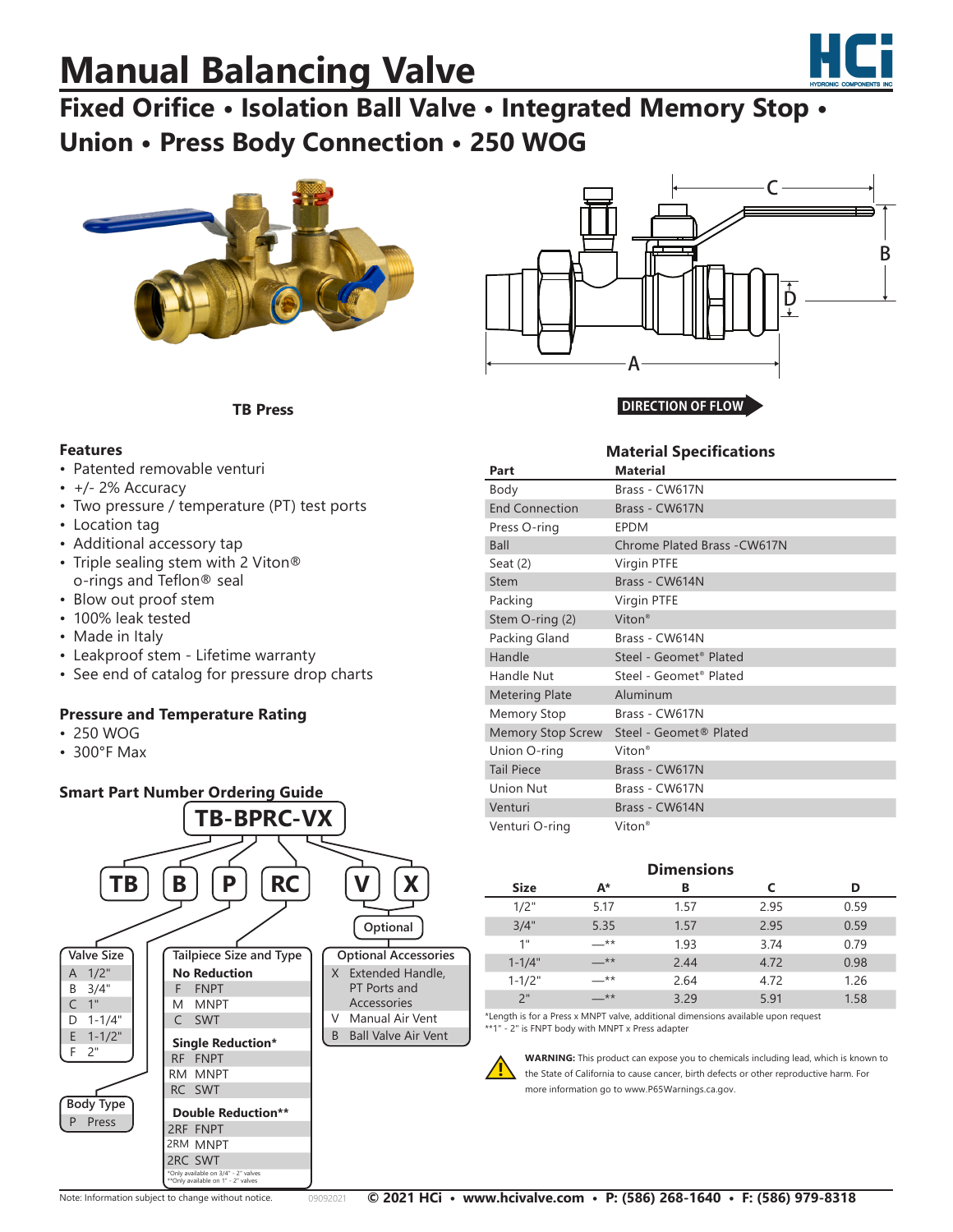# Manual Balancing Valve

## Fixed Orifice • Isolation Ball Valve • Integrated Memory Stop • Union • Press Body Connection • 250 WOG

TB Press

DIRECTION OF FLOW

### Features

- Patented removable venturi
- +/- 2% Accuracy
- Two pressure / temperature (PT) test ports
- Location tag
- Additional accessory tap
- Triple sealing stem with 2 Viton® o-rings and Teflon® seal
- Blow out proof stem
- 100% leak tested
- Made in Italy
- Leakproof stem - Lifetime warranty
- See end of catalog for pressure drop charts

### Pressure and Temperature Rating

- 250 WOG
- 300°F Max

### Smart Part Number Ordering Guide

**TB-BPRC-VX**

TB | B | P | RC | V | X (Optional)

| Valve Size | |
|---|---|
| A | 1/2" |
| B | 3/4" |
| C | 1" |
| D | 1-1/4" |
| E | 1-1/2" |
| F | 2" |

| Body Type | |
|---|---|
| P | Press |

| Tailpiece Size and Type | |
|---|---|
| **No Reduction** | |
| F | FNPT |
| M | MNPT |
| C | SWT |
| **Single Reduction*** | |
| RF | FNPT |
| RM | MNPT |
| RC | SWT |
| **Double Reduction**** | |
| 2RF | FNPT |
| 2RM | MNPT |
| 2RC | SWT |

*Only available on 3/4" - 2" valves
**Only available on 1" - 2" valves

| Optional Accessories | |
|---|---|
| X | Extended Handle, PT Ports and Accessories |
| V | Manual Air Vent |
| B | Ball Valve Air Vent |

### Material Specifications

| Part | Material |
|---|---|
| Body | Brass - CW617N |
| End Connection | Brass - CW617N |
| Press O-ring | EPDM |
| Ball | Chrome Plated Brass -CW617N |
| Seat (2) | Virgin PTFE |
| Stem | Brass - CW614N |
| Packing | Virgin PTFE |
| Stem O-ring (2) | Viton® |
| Packing Gland | Brass - CW614N |
| Handle | Steel - Geomet® Plated |
| Handle Nut | Steel - Geomet® Plated |
| Metering Plate | Aluminum |
| Memory Stop | Brass - CW617N |
| Memory Stop Screw | Steel - Geomet® Plated |
| Union O-ring | Viton® |
| Tail Piece | Brass - CW617N |
| Union Nut | Brass - CW617N |
| Venturi | Brass - CW614N |
| Venturi O-ring | Viton® |

### Dimensions

| Size | A* | B | C | D |
|---|---|---|---|---|
| 1/2" | 5.17 | 1.57 | 2.95 | 0.59 |
| 3/4" | 5.35 | 1.57 | 2.95 | 0.59 |
| 1" | —** | 1.93 | 3.74 | 0.79 |
| 1-1/4" | —** | 2.44 | 4.72 | 0.98 |
| 1-1/2" | —** | 2.64 | 4.72 | 1.26 |
| 2" | —** | 3.29 | 5.91 | 1.58 |

*Length is for a Press x MNPT valve, additional dimensions available upon request
**1" - 2" is FNPT body with MNPT x Press adapter

**WARNING:** This product can expose you to chemicals including lead, which is known to the State of California to cause cancer, birth defects or other reproductive harm. For more information go to www.P65Warnings.ca.gov.

Note: Information subject to change without notice. 09092021 © 2021 HCi • www.hcivalve.com • P: (586) 268-1640 • F: (586) 979-8318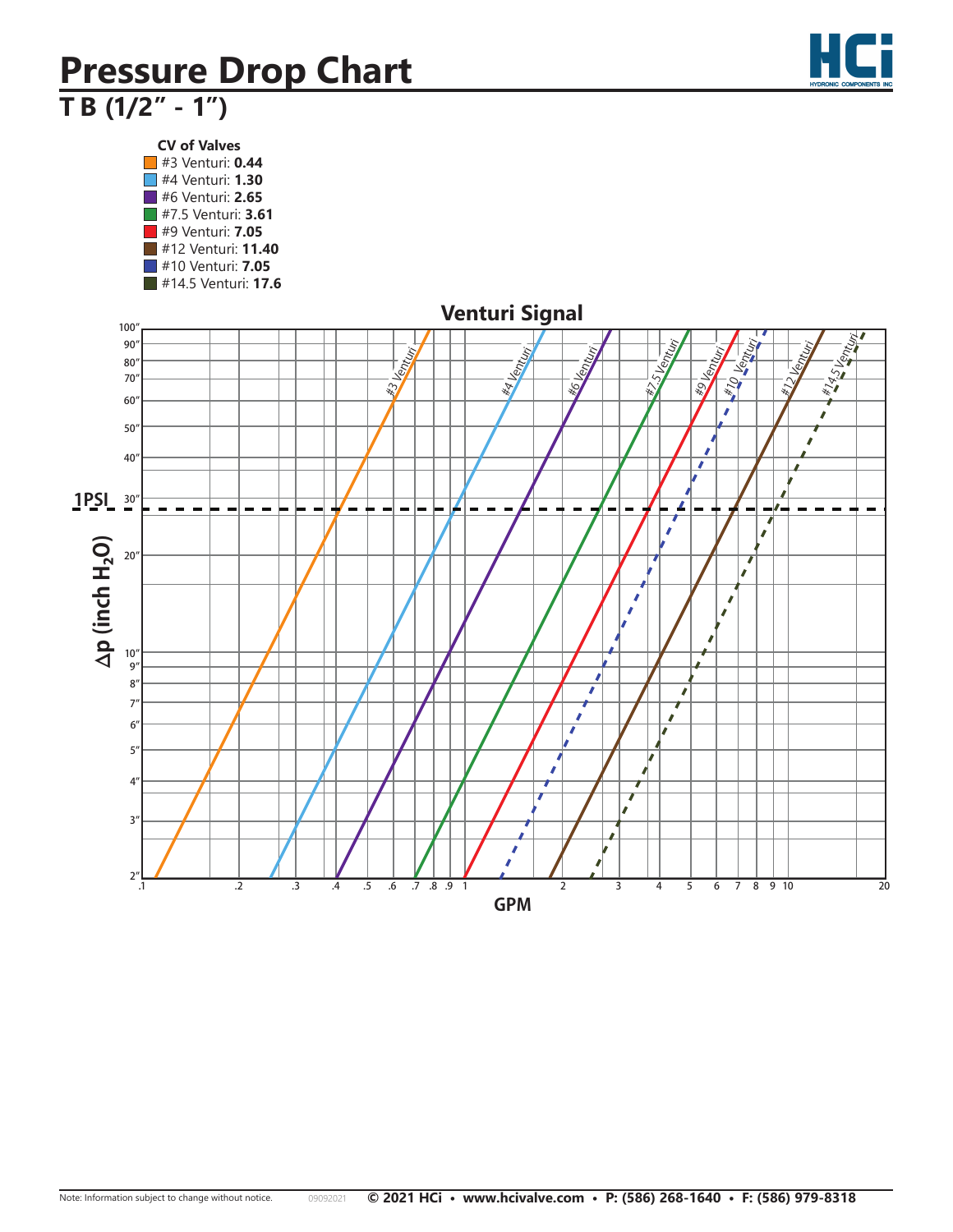# Pressure Drop Chart

## T B (1/2" - 1")

**CV of Valves**

- #3 Venturi: **0.44**
- #4 Venturi: **1.30**
- #6 Venturi: **2.65**
- #7.5 Venturi: **3.61**
- #9 Venturi: **7.05**
- #12 Venturi: **11.40**
- #10 Venturi: **7.05**
- #14.5 Venturi: **17.6**

**Venturi Signal**

$\Delta p$ (inch $H_2O$)

1PSI

GPM

Note: Information subject to change without notice. 09092021 **© 2021 HCi • www.hcivalve.com • P: (586) 268-1640 • F: (586) 979-8318**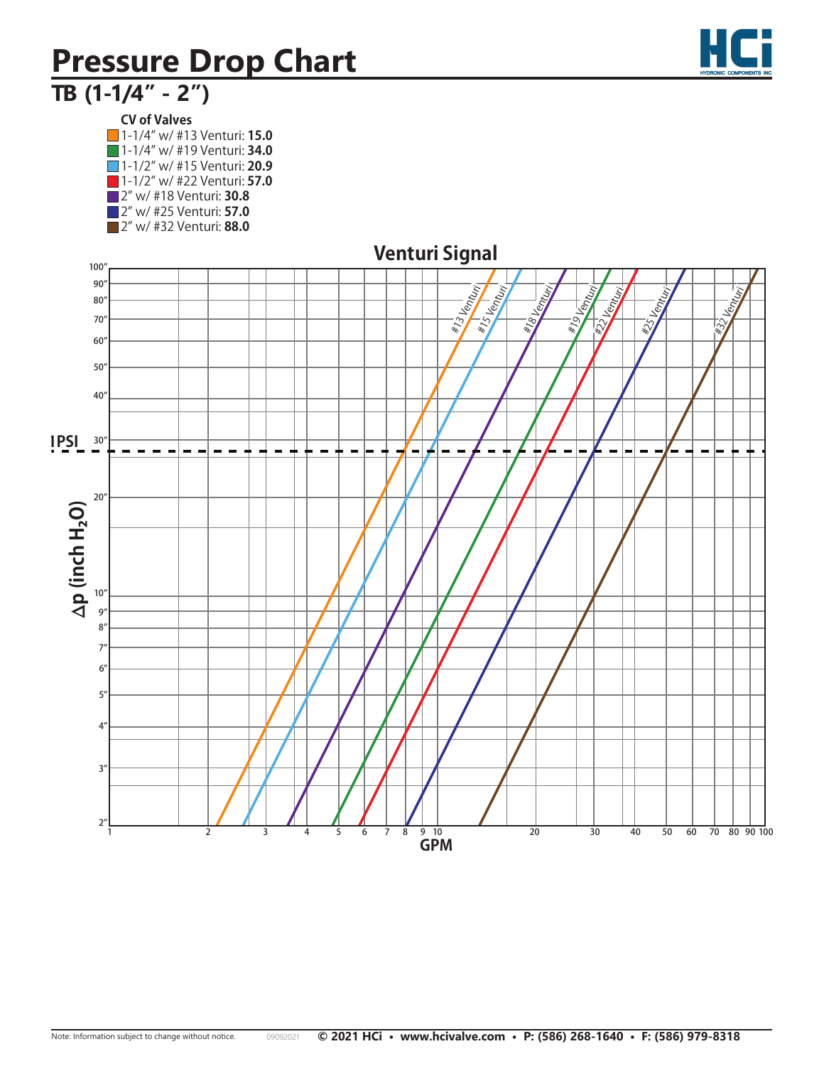# Pressure Drop Chart

## TB (1-1/4" - 2")

**CV of Valves**

- 1-1/4" w/ #13 Venturi: **15.0**
- 1-1/4" w/ #19 Venturi: **34.0**
- 1-1/2" w/ #15 Venturi: **20.9**
- 1-1/2" w/ #22 Venturi: **57.0**
- 2" w/ #18 Venturi: **30.8**
- 2" w/ #25 Venturi: **57.0**
- 2" w/ #32 Venturi: **88.0**

**Venturi Signal**

$\Delta p$ (inch $H_2O$)

100"
90"
80"
70"
60"
50"
40"
30"
20"
10"
9"
8"
7"
6"
5"
4"
3"
2"

IPSI

#13 Venturi
#15 Venturi
#18 Venturi
#19 Venturi
#22 Venturi
#25 Venturi
#32 Venturi

1 2 3 4 5 6 7 8 9 10 20 30 40 50 60 70 80 90 100

GPM

Note: Information subject to change without notice. 09092021 **© 2021 HCi • www.hcivalve.com • P: (586) 268-1640 • F: (586) 979-8318**